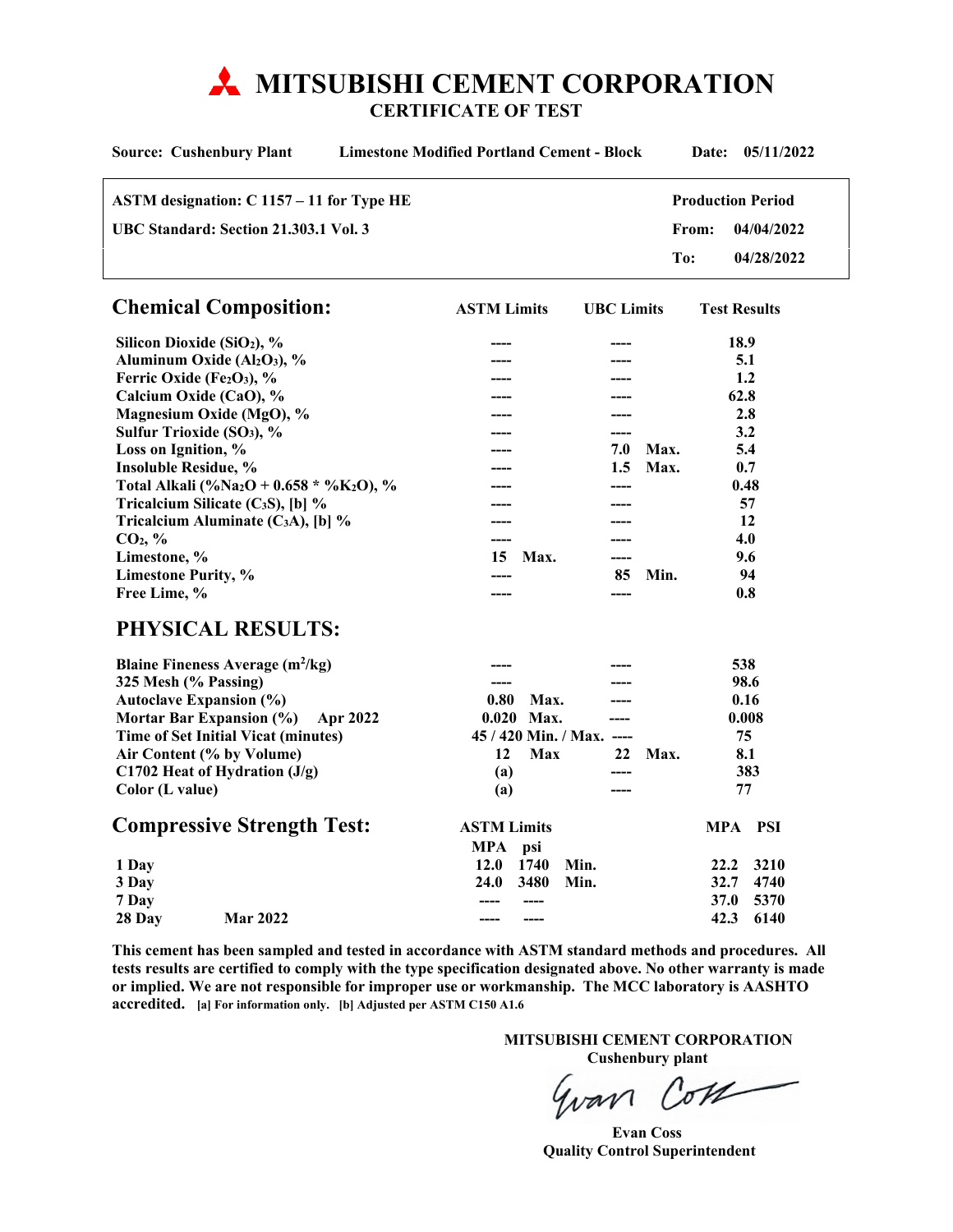# MITSUBISHI CEMENT CORPORATION

## CERTIFICATE OF TEST

**Source: Cushenbury Plant** | **Limestone Modified Portland Cement - Block** | **Date: 05/11/2022**

| | |
|---|---|
| **ASTM designation: C 1157 – 11 for Type HE** | **Production Period** |
| **UBC Standard: Section 21.303.1 Vol. 3** | **From: 04/04/2022** |
| | **To: 04/28/2022** |

## Chemical Composition:

| | ASTM Limits | UBC Limits | Test Results |
|---|---|---|---|
| Silicon Dioxide ($SiO_2$), % | ---- | ---- | 18.9 |
| Aluminum Oxide ($Al_2O_3$), % | ---- | ---- | 5.1 |
| Ferric Oxide ($Fe_2O_3$), % | ---- | ---- | 1.2 |
| Calcium Oxide (CaO), % | ---- | ---- | 62.8 |
| Magnesium Oxide (MgO), % | ---- | ---- | 2.8 |
| Sulfur Trioxide ($SO_3$), % | ---- | ---- | 3.2 |
| Loss on Ignition, % | ---- | 7.0 Max. | 5.4 |
| Insoluble Residue, % | ---- | 1.5 Max. | 0.7 |
| Total Alkali (%$Na_2O$ + 0.658 * %$K_2O$), % | ---- | ---- | 0.48 |
| Tricalcium Silicate ($C_3S$), [b] % | ---- | ---- | 57 |
| Tricalcium Aluminate ($C_3A$), [b] % | ---- | ---- | 12 |
| $CO_2$, % | ---- | ---- | 4.0 |
| Limestone, % | 15 Max. | ---- | 9.6 |
| Limestone Purity, % | ---- | 85 Min. | 94 |
| Free Lime, % | ---- | ---- | 0.8 |

## PHYSICAL RESULTS:

| | ASTM Limits | UBC Limits | Test Results |
|---|---|---|---|
| Blaine Fineness Average ($m^2/kg$) | ---- | ---- | 538 |
| 325 Mesh (% Passing) | ---- | ---- | 98.6 |
| Autoclave Expansion (%) | 0.80 Max. | ---- | 0.16 |
| Mortar Bar Expansion (%) Apr 2022 | 0.020 Max. | ---- | 0.008 |
| Time of Set Initial Vicat (minutes) | 45 / 420 Min. / Max. | ---- | 75 |
| Air Content (% by Volume) | 12 Max | 22 Max. | 8.1 |
| C1702 Heat of Hydration (J/g) | (a) | ---- | 383 |
| Color (L value) | (a) | ---- | 77 |

## Compressive Strength Test:

| | ASTM Limits MPA | ASTM Limits psi | | MPA | PSI |
|---|---|---|---|---|---|
| 1 Day | 12.0 | 1740 | Min. | 22.2 | 3210 |
| 3 Day | 24.0 | 3480 | Min. | 32.7 | 4740 |
| 7 Day | ---- | ---- | | 37.0 | 5370 |
| 28 Day Mar 2022 | ---- | ---- | | 42.3 | 6140 |

**This cement has been sampled and tested in accordance with ASTM standard methods and procedures. All tests results are certified to comply with the type specification designated above. No other warranty is made or implied. We are not responsible for improper use or workmanship. The MCC laboratory is AASHTO accredited.** [a] For information only. [b] Adjusted per ASTM C150 A1.6

**MITSUBISHI CEMENT CORPORATION**
**Cushenbury plant**

*Evan Coss*

**Evan Coss**
**Quality Control Superintendent**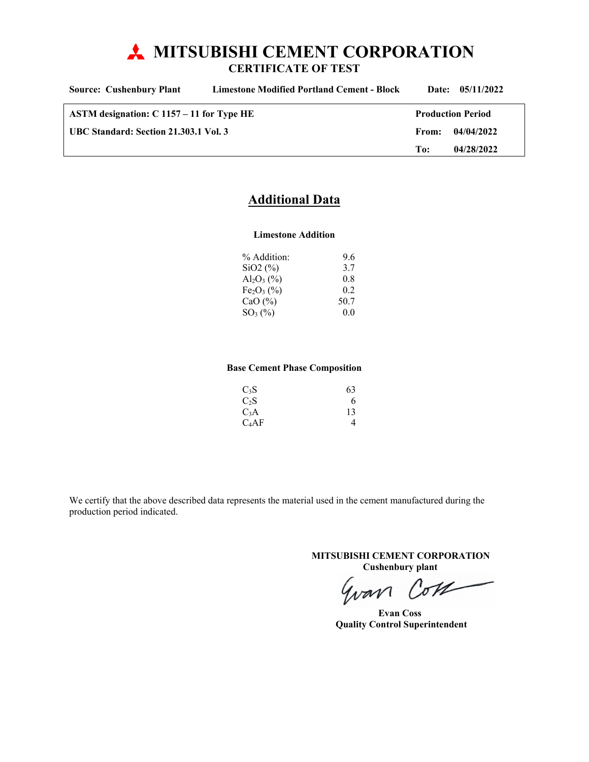# MITSUBISHI CEMENT CORPORATION

## CERTIFICATE OF TEST

**Source: Cushenbury Plant** **Limestone Modified Portland Cement - Block** **Date: 05/11/2022**

| | | | |
|---|---|---|---|
| **ASTM designation: C 1157 – 11 for Type HE** | | **Production Period** | |
| **UBC Standard: Section 21.303.1 Vol. 3** | | **From:** | **04/04/2022** |
| | | **To:** | **04/28/2022** |

## Additional Data

### Limestone Addition

| | |
|---|---|
| % Addition: | 9.6 |
| SiO2 (%) | 3.7 |
| $Al_2O_3$ (%) | 0.8 |
| $Fe_2O_3$ (%) | 0.2 |
| CaO (%) | 50.7 |
| $SO_3$ (%) | 0.0 |

### Base Cement Phase Composition

| | |
|---|---|
| $C_3S$ | 63 |
| $C_2S$ | 6 |
| $C_3A$ | 13 |
| $C_4AF$ | 4 |

We certify that the above described data represents the material used in the cement manufactured during the production period indicated.

**MITSUBISHI CEMENT CORPORATION**
**Cushenbury plant**

Evan Coss

**Evan Coss**
**Quality Control Superintendent**